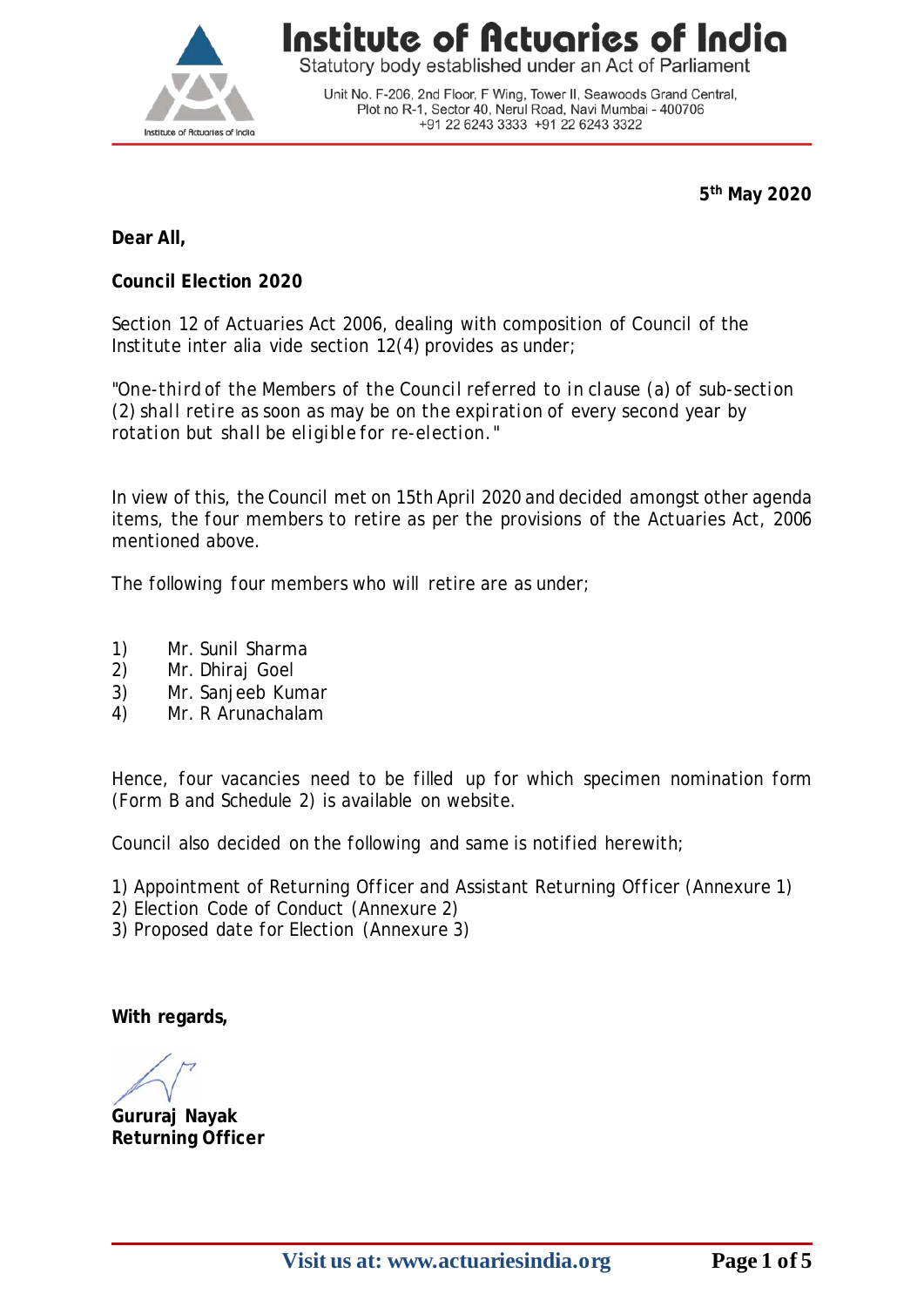# Institute of Actuaries of India

Statutory body established under an Act of Parliament

Unit No. F-206, 2nd Floor, F Wing, Tower II, Seawoods Grand Central, Plot no R-1, Sector 40, Nerul Road, Navi Mumbai - 400706
+91 22 6243 3333 +91 22 6243 3322

**5th May 2020**

**Dear All,**

**Council Election 2020**

Section 12 of Actuaries Act 2006, dealing with composition of Council of the Institute inter alia vide section 12(4) provides as under;

"One-third of the Members of the Council referred to in clause (a) of sub-section (2) shall retire as soon as may be on the expiration of every second year by rotation but shall be eligible for re-election."

In view of this, the Council met on 15th April 2020 and decided amongst other agenda items, the four members to retire as per the provisions of the Actuaries Act, 2006 mentioned above.

The following four members who will retire are as under;

1) Mr. Sunil Sharma
2) Mr. Dhiraj Goel
3) Mr. Sanjeeb Kumar
4) Mr. R Arunachalam

Hence, four vacancies need to be filled up for which specimen nomination form (Form B and Schedule 2) is available on website.

Council also decided on the following and same is notified herewith;

1) Appointment of Returning Officer and Assistant Returning Officer (Annexure 1)
2) Election Code of Conduct (Annexure 2)
3) Proposed date for Election (Annexure 3)

**With regards,**

**Gururaj Nayak**
**Returning Officer**

**Visit us at: www.actuariesindia.org**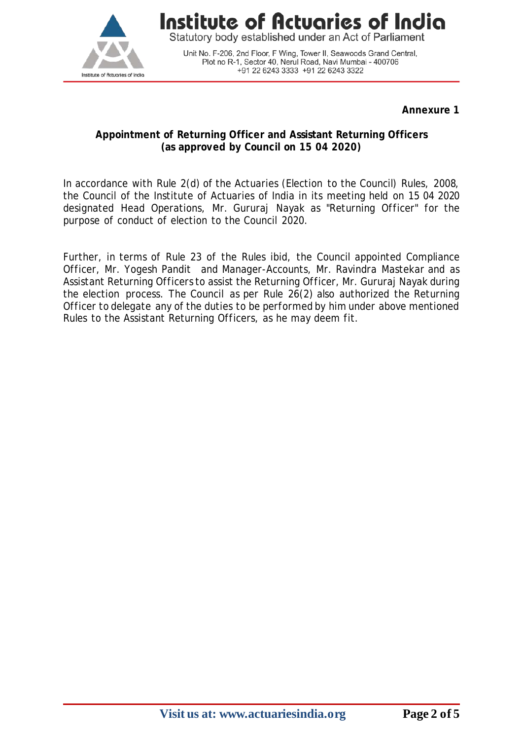**Annexure 1**

**Appointment of Returning Officer and Assistant Returning Officers**
**(as approved by Council on 15 04 2020)**

In accordance with Rule 2(d) of the Actuaries (Election to the Council) Rules, 2008, the Council of the Institute of Actuaries of India in its meeting held on 15 04 2020 designated Head Operations, Mr. Gururaj Nayak as "Returning Officer" for the purpose of conduct of election to the Council 2020.

Further, in terms of Rule 23 of the Rules ibid, the Council appointed Compliance Officer, Mr. Yogesh Pandit and Manager-Accounts, Mr. Ravindra Mastekar and as Assistant Returning Officers to assist the Returning Officer, Mr. Gururaj Nayak during the election process. The Council as per Rule 26(2) also authorized the Returning Officer to delegate any of the duties to be performed by him under above mentioned Rules to the Assistant Returning Officers, as he may deem fit.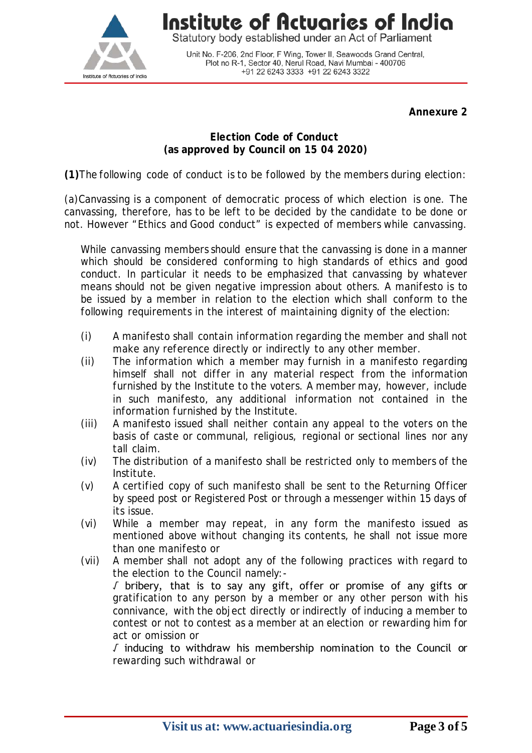**Annexure 2**

**Election Code of Conduct**
**(as approved by Council on 15 04 2020)**

**(1)**The following code of conduct is to be followed by the members during election:

(a)Canvassing is a component of democratic process of which election is one. The canvassing, therefore, has to be left to be decided by the candidate to be done or not. However "Ethics and Good conduct" is expected of members while canvassing.

While canvassing members should ensure that the canvassing is done in a manner which should be considered conforming to high standards of ethics and good conduct. In particular it needs to be emphasized that canvassing by whatever means should not be given negative impression about others. A manifesto is to be issued by a member in relation to the election which shall conform to the following requirements in the interest of maintaining dignity of the election:

- (i) A manifesto shall contain information regarding the member and shall not make any reference directly or indirectly to any other member.
- (ii) The information which a member may furnish in a manifesto regarding himself shall not differ in any material respect from the information furnished by the Institute to the voters. A member may, however, include in such manifesto, any additional information not contained in the information furnished by the Institute.
- (iii) A manifesto issued shall neither contain any appeal to the voters on the basis of caste or communal, religious, regional or sectional lines nor any tall claim.
- (iv) The distribution of a manifesto shall be restricted only to members of the Institute.
- (v) A certified copy of such manifesto shall be sent to the Returning Officer by speed post or Registered Post or through a messenger within 15 days of its issue.
- (vi) While a member may repeat, in any form the manifesto issued as mentioned above without changing its contents, he shall not issue more than one manifesto or
- (vii) A member shall not adopt any of the following practices with regard to the election to the Council namely:-
  - √ bribery, that is to say any gift, offer or promise of any gifts or gratification to any person by a member or any other person with his connivance, with the object directly or indirectly of inducing a member to contest or not to contest as a member at an election or rewarding him for act or omission or
  - √ inducing to withdraw his membership nomination to the Council or rewarding such withdrawal or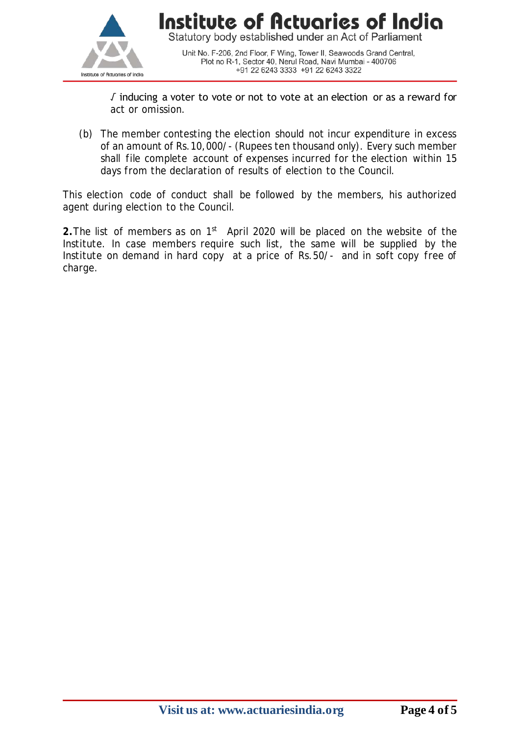√ inducing a voter to vote or not to vote at an election or as a reward for act or omission.

(b) The member contesting the election should not incur expenditure in excess of an amount of Rs.10,000/- (Rupees ten thousand only). Every such member shall file complete account of expenses incurred for the election within 15 days from the declaration of results of election to the Council.

This election code of conduct shall be followed by the members, his authorized agent during election to the Council.

**2.** The list of members as on 1st April 2020 will be placed on the website of the Institute. In case members require such list, the same will be supplied by the Institute on demand in hard copy at a price of Rs.50/- and in soft copy free of charge.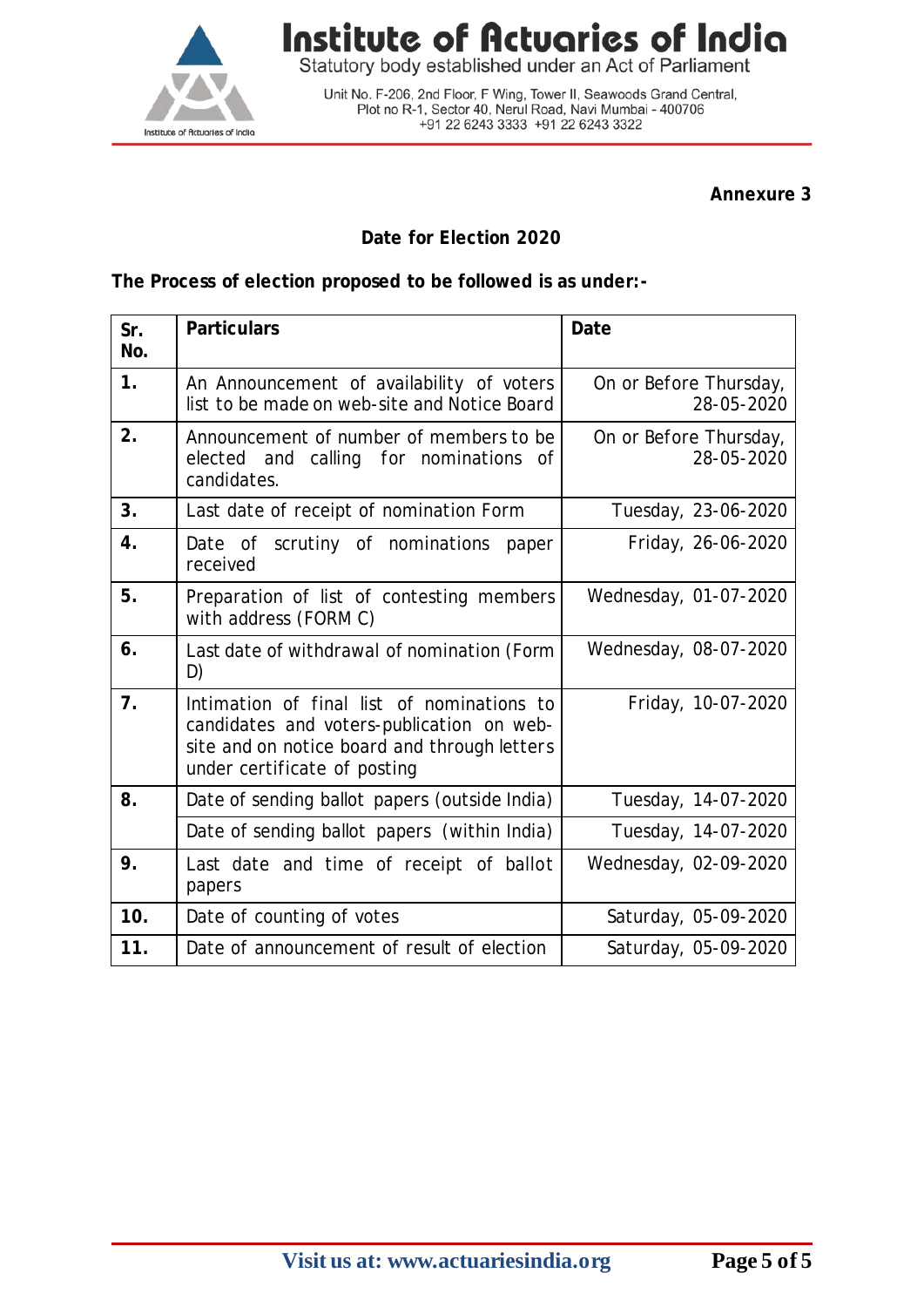**Annexure 3**

## Date for Election 2020

**The Process of election proposed to be followed is as under:-**

| Sr. No. | Particulars | Date |
|---|---|---|
| **1.** | An Announcement of availability of voters list to be made on web-site and Notice Board | On or Before Thursday, 28-05-2020 |
| **2.** | Announcement of number of members to be elected and calling for nominations of candidates. | On or Before Thursday, 28-05-2020 |
| **3.** | Last date of receipt of nomination Form | Tuesday, 23-06-2020 |
| **4.** | Date of scrutiny of nominations paper received | Friday, 26-06-2020 |
| **5.** | Preparation of list of contesting members with address (FORM C) | Wednesday, 01-07-2020 |
| **6.** | Last date of withdrawal of nomination (Form D) | Wednesday, 08-07-2020 |
| **7.** | Intimation of final list of nominations to candidates and voters-publication on web-site and on notice board and through letters under certificate of posting | Friday, 10-07-2020 |
| **8.** | Date of sending ballot papers (outside India) | Tuesday, 14-07-2020 |
| | Date of sending ballot papers (within India) | Tuesday, 14-07-2020 |
| **9.** | Last date and time of receipt of ballot papers | Wednesday, 02-09-2020 |
| **10.** | Date of counting of votes | Saturday, 05-09-2020 |
| **11.** | Date of announcement of result of election | Saturday, 05-09-2020 |